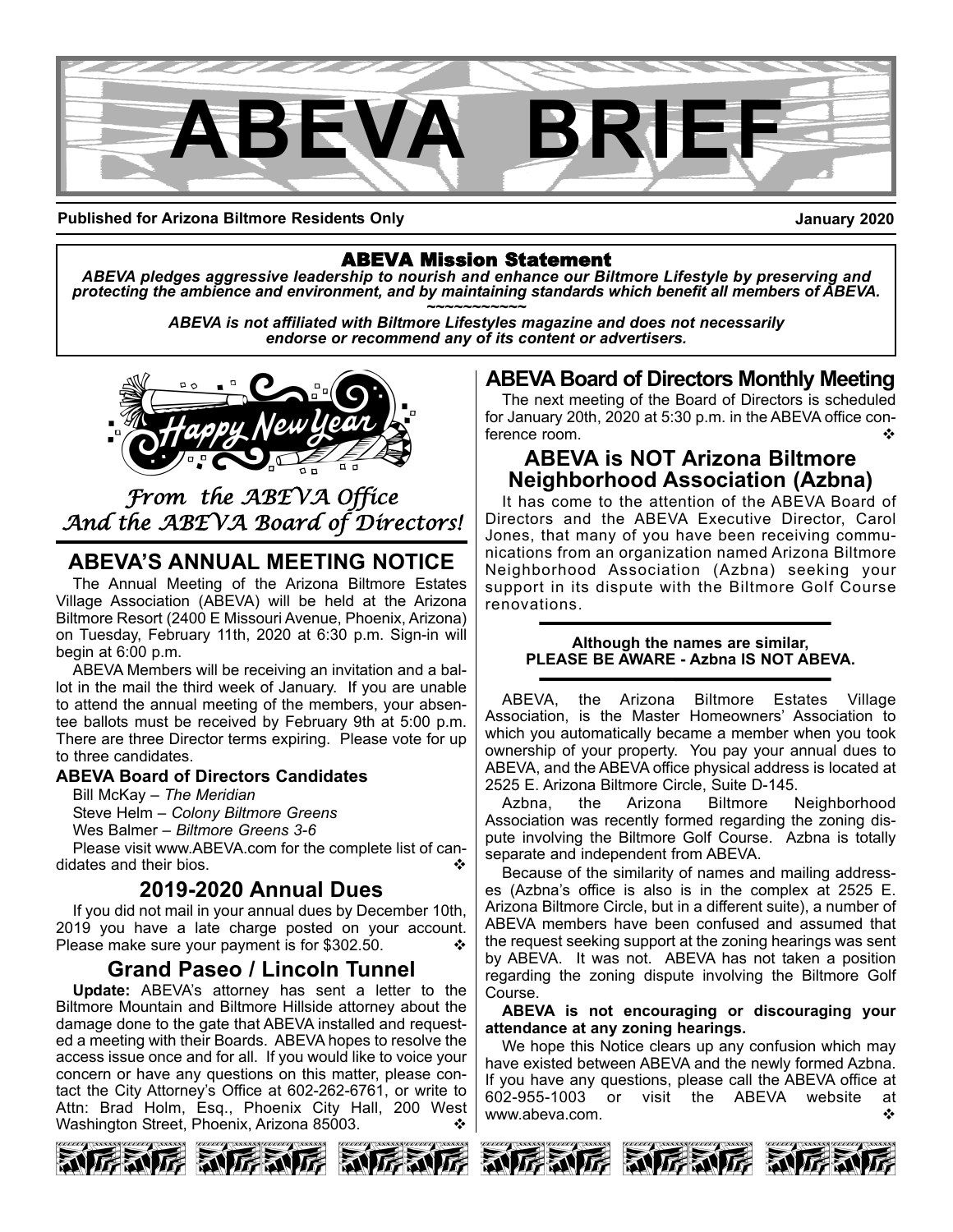# ABEVA BRIEF

**Published for Arizona Biltmore Residents Only** **January 2020**

**ABEVA Mission Statement**

***ABEVA pledges aggressive leadership to nourish and enhance our Biltmore Lifestyle by preserving and protecting the ambience and environment, and by maintaining standards which benefit all members of ABEVA.***

~~~~~~~~~~~~

***ABEVA is not affiliated with Biltmore Lifestyles magazine and does not necessarily endorse or recommend any of its content or advertisers.***

Happy New Year

*From the ABEVA Office And the ABEVA Board of Directors!*

## ABEVA'S ANNUAL MEETING NOTICE

The Annual Meeting of the Arizona Biltmore Estates Village Association (ABEVA) will be held at the Arizona Biltmore Resort (2400 E Missouri Avenue, Phoenix, Arizona) on Tuesday, February 11th, 2020 at 6:30 p.m. Sign-in will begin at 6:00 p.m.

ABEVA Members will be receiving an invitation and a ballot in the mail the third week of January. If you are unable to attend the annual meeting of the members, your absentee ballots must be received by February 9th at 5:00 p.m. There are three Director terms expiring. Please vote for up to three candidates.

**ABEVA Board of Directors Candidates**

Bill McKay – *The Meridian*
Steve Helm – *Colony Biltmore Greens*
Wes Balmer – *Biltmore Greens 3-6*

Please visit www.ABEVA.com for the complete list of candidates and their bios. ❖

## 2019-2020 Annual Dues

If you did not mail in your annual dues by December 10th, 2019 you have a late charge posted on your account. Please make sure your payment is for $302.50. ❖

## Grand Paseo / Lincoln Tunnel

**Update:** ABEVA's attorney has sent a letter to the Biltmore Mountain and Biltmore Hillside attorney about the damage done to the gate that ABEVA installed and requested a meeting with their Boards. ABEVA hopes to resolve the access issue once and for all. If you would like to voice your concern or have any questions on this matter, please contact the City Attorney's Office at 602-262-6761, or write to Attn: Brad Holm, Esq., Phoenix City Hall, 200 West Washington Street, Phoenix, Arizona 85003. ❖

## ABEVA Board of Directors Monthly Meeting

The next meeting of the Board of Directors is scheduled for January 20th, 2020 at 5:30 p.m. in the ABEVA office conference room. ❖

## ABEVA is NOT Arizona Biltmore Neighborhood Association (Azbna)

It has come to the attention of the ABEVA Board of Directors and the ABEVA Executive Director, Carol Jones, that many of you have been receiving communications from an organization named Arizona Biltmore Neighborhood Association (Azbna) seeking your support in its dispute with the Biltmore Golf Course renovations.

**Although the names are similar, PLEASE BE AWARE - Azbna IS NOT ABEVA.**

ABEVA, the Arizona Biltmore Estates Village Association, is the Master Homeowners' Association to which you automatically became a member when you took ownership of your property. You pay your annual dues to ABEVA, and the ABEVA office physical address is located at 2525 E. Arizona Biltmore Circle, Suite D-145.

Azbna, the Arizona Biltmore Neighborhood Association was recently formed regarding the zoning dispute involving the Biltmore Golf Course. Azbna is totally separate and independent from ABEVA.

Because of the similarity of names and mailing addresses (Azbna's office is also is in the complex at 2525 E. Arizona Biltmore Circle, but in a different suite), a number of ABEVA members have been confused and assumed that the request seeking support at the zoning hearings was sent by ABEVA. It was not. ABEVA has not taken a position regarding the zoning dispute involving the Biltmore Golf Course.

**ABEVA is not encouraging or discouraging your attendance at any zoning hearings.**

We hope this Notice clears up any confusion which may have existed between ABEVA and the newly formed Azbna. If you have any questions, please call the ABEVA office at 602-955-1003 or visit the ABEVA website at www.abeva.com. ❖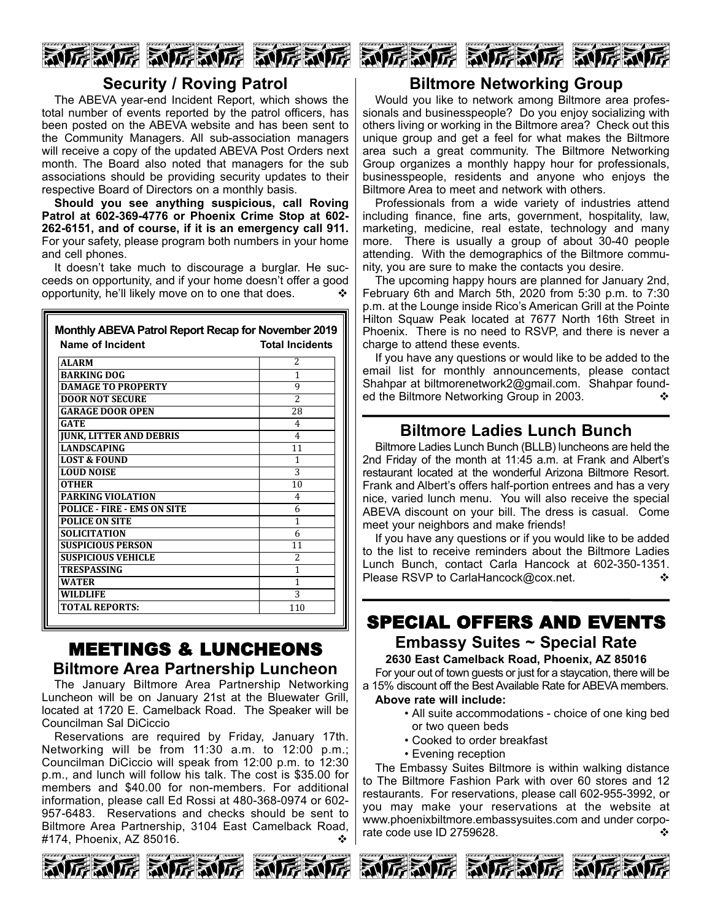## Security / Roving Patrol

The ABEVA year-end Incident Report, which shows the total number of events reported by the patrol officers, has been posted on the ABEVA website and has been sent to the Community Managers. All sub-association managers will receive a copy of the updated ABEVA Post Orders next month. The Board also noted that managers for the sub associations should be providing security updates to their respective Board of Directors on a monthly basis.

**Should you see anything suspicious, call Roving Patrol at 602-369-4776 or Phoenix Crime Stop at 602-262-6151, and of course, if it is an emergency call 911.** For your safety, please program both numbers in your home and cell phones.

It doesn't take much to discourage a burglar. He succeeds on opportunity, and if your home doesn't offer a good opportunity, he'll likely move on to one that does. ❖

**Monthly ABEVA Patrol Report Recap for November 2019**

| Name of Incident | Total Incidents |
|---|---|
| ALARM | 2 |
| BARKING DOG | 1 |
| DAMAGE TO PROPERTY | 9 |
| DOOR NOT SECURE | 2 |
| GARAGE DOOR OPEN | 28 |
| GATE | 4 |
| JUNK, LITTER AND DEBRIS | 4 |
| LANDSCAPING | 11 |
| LOST & FOUND | 1 |
| LOUD NOISE | 3 |
| OTHER | 10 |
| PARKING VIOLATION | 4 |
| POLICE - FIRE - EMS ON SITE | 6 |
| POLICE ON SITE | 1 |
| SOLICITATION | 6 |
| SUSPICIOUS PERSON | 11 |
| SUSPICIOUS VEHICLE | 2 |
| TRESPASSING | 1 |
| WATER | 1 |
| WILDLIFE | 3 |
| TOTAL REPORTS: | 110 |

# MEETINGS & LUNCHEONS

## Biltmore Area Partnership Luncheon

The January Biltmore Area Partnership Networking Luncheon will be on January 21st at the Bluewater Grill, located at 1720 E. Camelback Road. The Speaker will be Councilman Sal DiCiccio

Reservations are required by Friday, January 17th. Networking will be from 11:30 a.m. to 12:00 p.m.; Councilman DiCiccio will speak from 12:00 p.m. to 12:30 p.m., and lunch will follow his talk. The cost is $35.00 for members and $40.00 for non-members. For additional information, please call Ed Rossi at 480-368-0974 or 602-957-6483. Reservations and checks should be sent to Biltmore Area Partnership, 3104 East Camelback Road, #174, Phoenix, AZ 85016. ❖

## Biltmore Networking Group

Would you like to network among Biltmore area professionals and businesspeople? Do you enjoy socializing with others living or working in the Biltmore area? Check out this unique group and get a feel for what makes the Biltmore area such a great community. The Biltmore Networking Group organizes a monthly happy hour for professionals, businesspeople, residents and anyone who enjoys the Biltmore Area to meet and network with others.

Professionals from a wide variety of industries attend including finance, fine arts, government, hospitality, law, marketing, medicine, real estate, technology and many more. There is usually a group of about 30-40 people attending. With the demographics of the Biltmore community, you are sure to make the contacts you desire.

The upcoming happy hours are planned for January 2nd, February 6th and March 5th, 2020 from 5:30 p.m. to 7:30 p.m. at the Lounge inside Rico's American Grill at the Pointe Hilton Squaw Peak located at 7677 North 16th Street in Phoenix. There is no need to RSVP, and there is never a charge to attend these events.

If you have any questions or would like to be added to the email list for monthly announcements, please contact Shahpar at biltmorenetwork2@gmail.com. Shahpar founded the Biltmore Networking Group in 2003. ❖

## Biltmore Ladies Lunch Bunch

Biltmore Ladies Lunch Bunch (BLLB) luncheons are held the 2nd Friday of the month at 11:45 a.m. at Frank and Albert's restaurant located at the wonderful Arizona Biltmore Resort. Frank and Albert's offers half-portion entrees and has a very nice, varied lunch menu. You will also receive the special ABEVA discount on your bill. The dress is casual. Come meet your neighbors and make friends!

If you have any questions or if you would like to be added to the list to receive reminders about the Biltmore Ladies Lunch Bunch, contact Carla Hancock at 602-350-1351. Please RSVP to CarlaHancock@cox.net. ❖

# SPECIAL OFFERS AND EVENTS

## Embassy Suites ~ Special Rate

**2630 East Camelback Road, Phoenix, AZ 85016**

For your out of town guests or just for a staycation, there will be a 15% discount off the Best Available Rate for ABEVA members.

**Above rate will include:**

- All suite accommodations - choice of one king bed or two queen beds
- Cooked to order breakfast
- Evening reception

The Embassy Suites Biltmore is within walking distance to The Biltmore Fashion Park with over 60 stores and 12 restaurants. For reservations, please call 602-955-3992, or you may make your reservations at the website at www.phoenixbiltmore.embassysuites.com and under corporate code use ID 2759628. ❖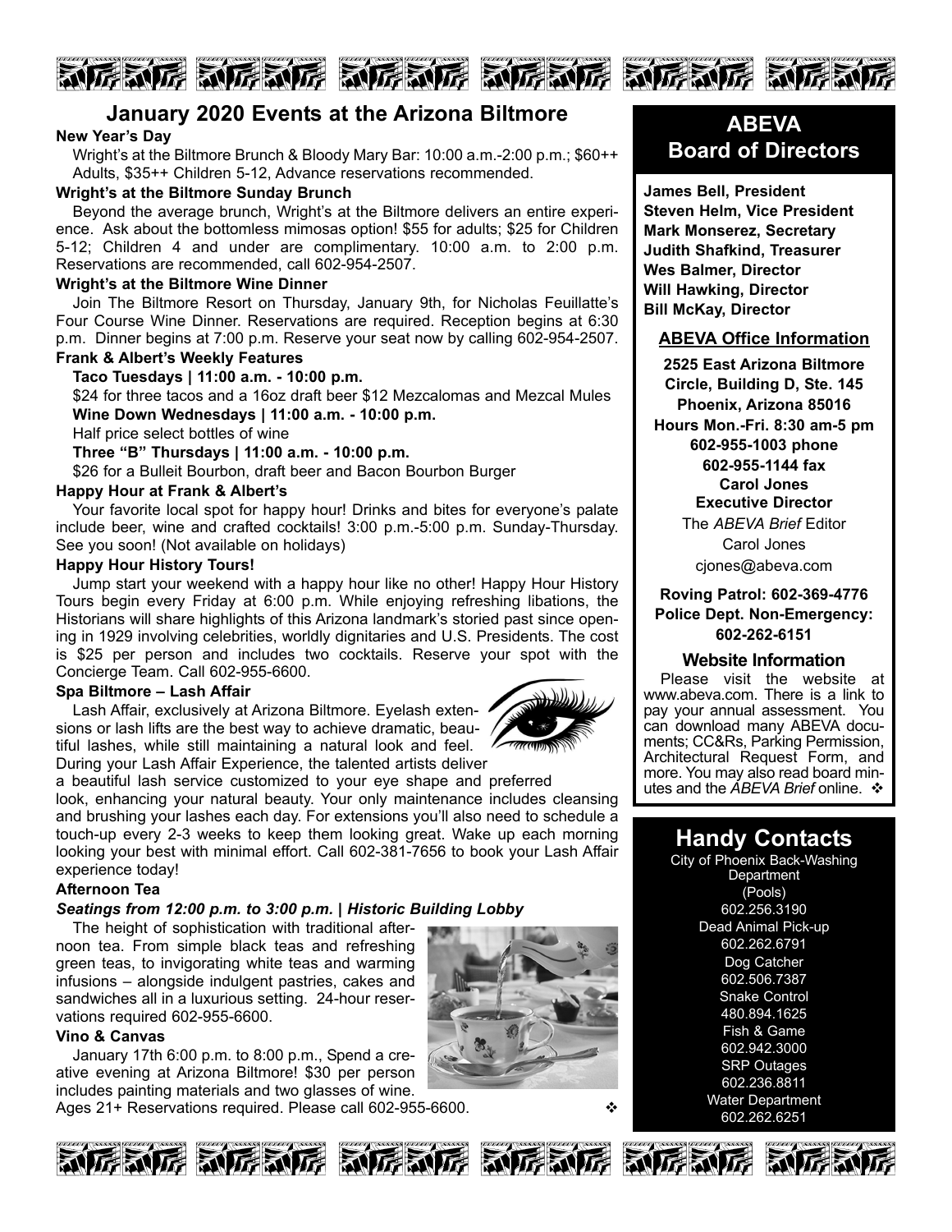## January 2020 Events at the Arizona Biltmore

**New Year's Day**

Wright's at the Biltmore Brunch & Bloody Mary Bar: 10:00 a.m.-2:00 p.m.; $60++ Adults, $35++ Children 5-12, Advance reservations recommended.

**Wright's at the Biltmore Sunday Brunch**

Beyond the average brunch, Wright's at the Biltmore delivers an entire experience. Ask about the bottomless mimosas option! $55 for adults; $25 for Children 5-12; Children 4 and under are complimentary. 10:00 a.m. to 2:00 p.m. Reservations are recommended, call 602-954-2507.

**Wright's at the Biltmore Wine Dinner**

Join The Biltmore Resort on Thursday, January 9th, for Nicholas Feuillatte's Four Course Wine Dinner. Reservations are required. Reception begins at 6:30 p.m. Dinner begins at 7:00 p.m. Reserve your seat now by calling 602-954-2507.

**Frank & Albert's Weekly Features**

**Taco Tuesdays | 11:00 a.m. - 10:00 p.m.**

$24 for three tacos and a 16oz draft beer $12 Mezcalomas and Mezcal Mules

**Wine Down Wednesdays | 11:00 a.m. - 10:00 p.m.**

Half price select bottles of wine

**Three "B" Thursdays | 11:00 a.m. - 10:00 p.m.**

$26 for a Bulleit Bourbon, draft beer and Bacon Bourbon Burger

**Happy Hour at Frank & Albert's**

Your favorite local spot for happy hour! Drinks and bites for everyone's palate include beer, wine and crafted cocktails! 3:00 p.m.-5:00 p.m. Sunday-Thursday. See you soon! (Not available on holidays)

**Happy Hour History Tours!**

Jump start your weekend with a happy hour like no other! Happy Hour History Tours begin every Friday at 6:00 p.m. While enjoying refreshing libations, the Historians will share highlights of this Arizona landmark's storied past since opening in 1929 involving celebrities, worldly dignitaries and U.S. Presidents. The cost is $25 per person and includes two cocktails. Reserve your spot with the Concierge Team. Call 602-955-6600.

**Spa Biltmore – Lash Affair**

Lash Affair, exclusively at Arizona Biltmore. Eyelash extensions or lash lifts are the best way to achieve dramatic, beautiful lashes, while still maintaining a natural look and feel. During your Lash Affair Experience, the talented artists deliver a beautiful lash service customized to your eye shape and preferred look, enhancing your natural beauty. Your only maintenance includes cleansing and brushing your lashes each day. For extensions you'll also need to schedule a touch-up every 2-3 weeks to keep them looking great. Wake up each morning looking your best with minimal effort. Call 602-381-7656 to book your Lash Affair experience today!

**Afternoon Tea**

***Seatings from 12:00 p.m. to 3:00 p.m. | Historic Building Lobby***

The height of sophistication with traditional afternoon tea. From simple black teas and refreshing green teas, to invigorating white teas and warming infusions – alongside indulgent pastries, cakes and sandwiches all in a luxurious setting. 24-hour reservations required 602-955-6600.

**Vino & Canvas**

January 17th 6:00 p.m. to 8:00 p.m., Spend a creative evening at Arizona Biltmore! $30 per person includes painting materials and two glasses of wine. Ages 21+ Reservations required. Please call 602-955-6600. ❖

## ABEVA Board of Directors

**James Bell, President**
**Steven Helm, Vice President**
**Mark Monserez, Secretary**
**Judith Shafkind, Treasurer**
**Wes Balmer, Director**
**Will Hawking, Director**
**Bill McKay, Director**

### ABEVA Office Information

**2525 East Arizona Biltmore Circle, Building D, Ste. 145**
**Phoenix, Arizona 85016**
**Hours Mon.-Fri. 8:30 am-5 pm**
**602-955-1003 phone**
**602-955-1144 fax**
**Carol Jones**
**Executive Director**

The *ABEVA Brief* Editor
Carol Jones
cjones@abeva.com

**Roving Patrol: 602-369-4776**
**Police Dept. Non-Emergency: 602-262-6151**

### Website Information

Please visit the website at www.abeva.com. There is a link to pay your annual assessment. You can download many ABEVA documents; CC&Rs, Parking Permission, Architectural Request Form, and more. You may also read board minutes and the *ABEVA Brief* online. ❖

## Handy Contacts

City of Phoenix Back-Washing Department (Pools)
602.256.3190

Dead Animal Pick-up
602.262.6791

Dog Catcher
602.506.7387

Snake Control
480.894.1625

Fish & Game
602.942.3000

SRP Outages
602.236.8811

Water Department
602.262.6251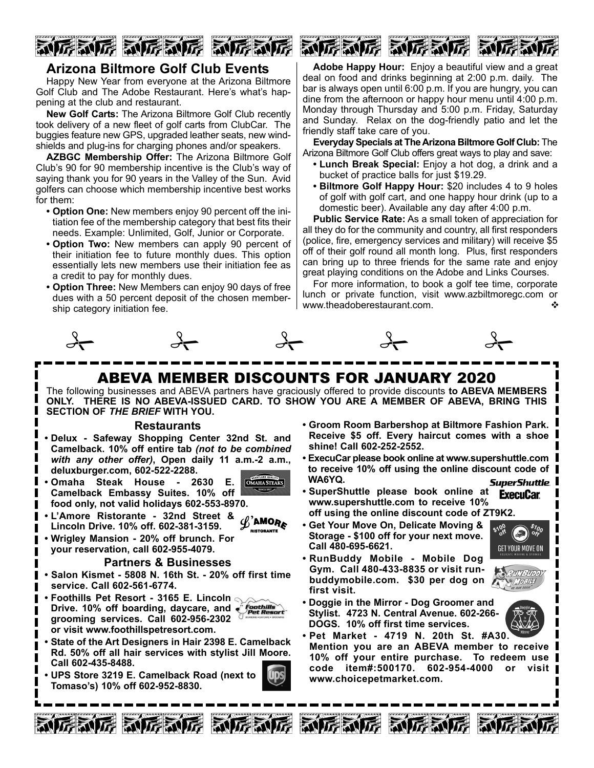## Arizona Biltmore Golf Club Events

Happy New Year from everyone at the Arizona Biltmore Golf Club and The Adobe Restaurant. Here's what's happening at the club and restaurant.

**New Golf Carts:** The Arizona Biltmore Golf Club recently took delivery of a new fleet of golf carts from ClubCar. The buggies feature new GPS, upgraded leather seats, new windshields and plug-ins for charging phones and/or speakers.

**AZBGC Membership Offer:** The Arizona Biltmore Golf Club's 90 for 90 membership incentive is the Club's way of saying thank you for 90 years in the Valley of the Sun. Avid golfers can choose which membership incentive best works for them:

- **Option One:** New members enjoy 90 percent off the initiation fee of the membership category that best fits their needs. Example: Unlimited, Golf, Junior or Corporate.
- **Option Two:** New members can apply 90 percent of their initiation fee to future monthly dues. This option essentially lets new members use their initiation fee as a credit to pay for monthly dues.
- **Option Three:** New Members can enjoy 90 days of free dues with a 50 percent deposit of the chosen membership category initiation fee.

**Adobe Happy Hour:** Enjoy a beautiful view and a great deal on food and drinks beginning at 2:00 p.m. daily. The bar is always open until 6:00 p.m. If you are hungry, you can dine from the afternoon or happy hour menu until 4:00 p.m. Monday through Thursday and 5:00 p.m. Friday, Saturday and Sunday. Relax on the dog-friendly patio and let the friendly staff take care of you.

**Everyday Specials at The Arizona Biltmore Golf Club:** The Arizona Biltmore Golf Club offers great ways to play and save:

- **Lunch Break Special:** Enjoy a hot dog, a drink and a bucket of practice balls for just $19.29.
- **Biltmore Golf Happy Hour:** $20 includes 4 to 9 holes of golf with golf cart, and one happy hour drink (up to a domestic beer). Available any day after 4:00 p.m.

**Public Service Rate:** As a small token of appreciation for all they do for the community and country, all first responders (police, fire, emergency services and military) will receive $5 off of their golf round all month long. Plus, first responders can bring up to three friends for the same rate and enjoy great playing conditions on the Adobe and Links Courses.

For more information, to book a golf tee time, corporate lunch or private function, visit www.azbiltmoregc.com or www.theadoberestaurant.com. ❖

## ABEVA MEMBER DISCOUNTS FOR JANUARY 2020

The following businesses and ABEVA partners have graciously offered to provide discounts **to ABEVA MEMBERS ONLY. THERE IS NO ABEVA-ISSUED CARD. TO SHOW YOU ARE A MEMBER OF ABEVA, BRING THIS SECTION OF *THE BRIEF* WITH YOU.**

### Restaurants

- **Delux - Safeway Shopping Center 32nd St. and Camelback. 10% off entire tab *(not to be combined with any other offer)*, Open daily 11 a.m.-2 a.m., deluxburger.com, 602-522-2288.**
- **Omaha Steak House - 2630 E. Camelback Embassy Suites. 10% off food only, not valid holidays 602-553-8970.**
- **L'Amore Ristorante - 32nd Street & Lincoln Drive. 10% off. 602-381-3159.**
- **Wrigley Mansion - 20% off brunch. For your reservation, call 602-955-4079.**

### Partners & Businesses

- **Salon Kismet - 5808 N. 16th St. - 20% off first time service. Call 602-561-6774.**
- **Foothills Pet Resort - 3165 E. Lincoln Drive. 10% off boarding, daycare, and grooming services. Call 602-956-2302 or visit www.foothillspetresort.com.**
- **State of the Art Designers in Hair 2398 E. Camelback Rd. 50% off all hair services with stylist Jill Moore. Call 602-435-8488.**
- **UPS Store 3219 E. Camelback Road (next to Tomaso's) 10% off 602-952-8830.**
- **Groom Room Barbershop at Biltmore Fashion Park. Receive $5 off. Every haircut comes with a shoe shine! Call 602-252-2552.**
- **ExecuCar please book online at www.supershuttle.com to receive 10% off using the online discount code of WA6YQ.**
- **SuperShuttle please book online at www.supershuttle.com to receive 10% off using the online discount code of ZT9K2.**
- **Get Your Move On, Delicate Moving & Storage - $100 off for your next move. Call 480-695-6621.**
- **RunBuddy Mobile - Mobile Dog Gym. Call 480-433-8835 or visit runbuddymobile.com. $30 per dog on first visit.**
- **Doggie in the Mirror - Dog Groomer and Stylist. 4723 N. Central Avenue. 602-266-DOGS. 10% off first time services.**
- **Pet Market - 4719 N. 20th St. #A30. Mention you are an ABEVA member to receive 10% off your entire purchase. To redeem use code item#:500170. 602-954-4000 or visit www.choicepetmarket.com.**